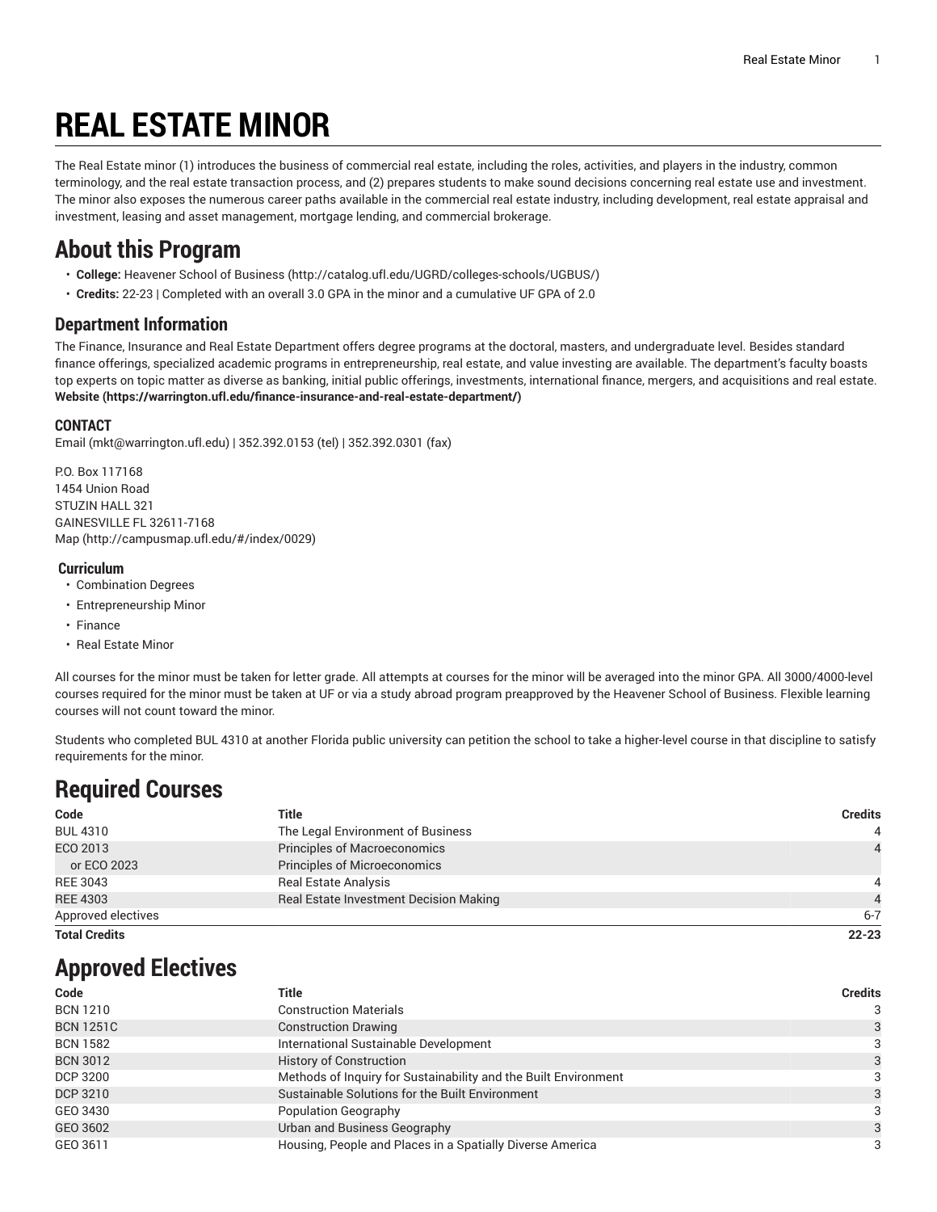# REAL ESTATE MINOR

The Real Estate minor (1) introduces the business of commercial real estate, including the roles, activities, and players in the industry, common terminology, and the real estate transaction process, and (2) prepares students to make sound decisions concerning real estate use and investment. The minor also exposes the numerous career paths available in the commercial real estate industry, including development, real estate appraisal and investment, leasing and asset management, mortgage lending, and commercial brokerage.

## About this Program

- **College:** Heavener School of Business (http://catalog.ufl.edu/UGRD/colleges-schools/UGBUS/)
- **Credits:** 22-23 | Completed with an overall 3.0 GPA in the minor and a cumulative UF GPA of 2.0

### Department Information

The Finance, Insurance and Real Estate Department offers degree programs at the doctoral, masters, and undergraduate level. Besides standard finance offerings, specialized academic programs in entrepreneurship, real estate, and value investing are available. The department's faculty boasts top experts on topic matter as diverse as banking, initial public offerings, investments, international finance, mergers, and acquisitions and real estate.
**Website (https://warrington.ufl.edu/finance-insurance-and-real-estate-department/)**

#### CONTACT

Email (mkt@warrington.ufl.edu) | 352.392.0153 (tel) | 352.392.0301 (fax)

P.O. Box 117168
1454 Union Road
STUZIN HALL 321
GAINESVILLE FL 32611-7168
Map (http://campusmap.ufl.edu/#/index/0029)

#### Curriculum

- Combination Degrees
- Entrepreneurship Minor
- Finance
- Real Estate Minor

All courses for the minor must be taken for letter grade. All attempts at courses for the minor will be averaged into the minor GPA. All 3000/4000-level courses required for the minor must be taken at UF or via a study abroad program preapproved by the Heavener School of Business. Flexible learning courses will not count toward the minor.

Students who completed BUL 4310 at another Florida public university can petition the school to take a higher-level course in that discipline to satisfy requirements for the minor.

## Required Courses

| Code | Title | Credits |
|---|---|---|
| BUL 4310 | The Legal Environment of Business | 4 |
| ECO 2013 | Principles of Macroeconomics | 4 |
| or ECO 2023 | Principles of Microeconomics | |
| REE 3043 | Real Estate Analysis | 4 |
| REE 4303 | Real Estate Investment Decision Making | 4 |
| Approved electives | | 6-7 |
| **Total Credits** | | **22-23** |

## Approved Electives

| Code | Title | Credits |
|---|---|---|
| BCN 1210 | Construction Materials | 3 |
| BCN 1251C | Construction Drawing | 3 |
| BCN 1582 | International Sustainable Development | 3 |
| BCN 3012 | History of Construction | 3 |
| DCP 3200 | Methods of Inquiry for Sustainability and the Built Environment | 3 |
| DCP 3210 | Sustainable Solutions for the Built Environment | 3 |
| GEO 3430 | Population Geography | 3 |
| GEO 3602 | Urban and Business Geography | 3 |
| GEO 3611 | Housing, People and Places in a Spatially Diverse America | 3 |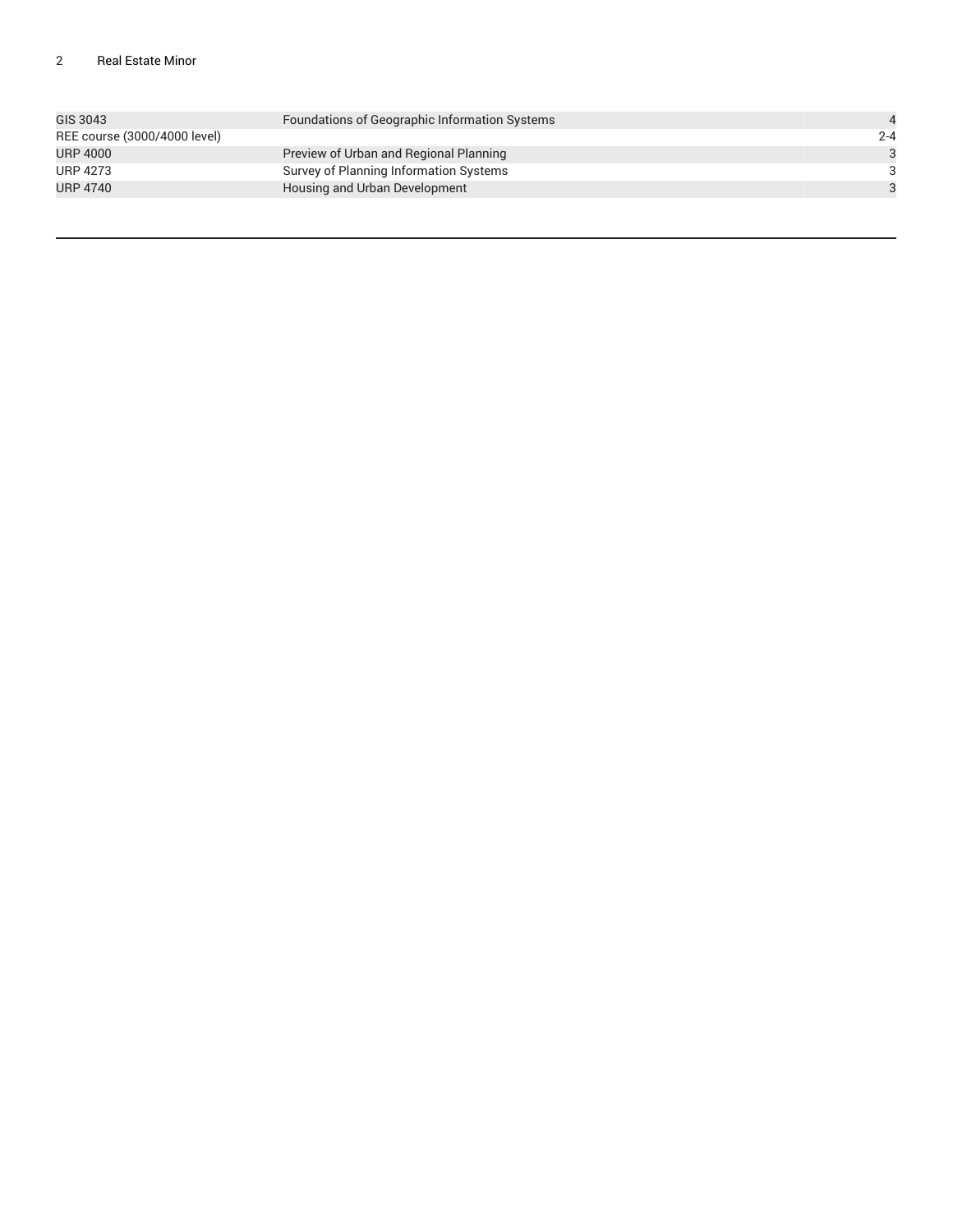| | | |
|---|---|---|
| GIS 3043 | Foundations of Geographic Information Systems | 4 |
| REE course (3000/4000 level) | | 2-4 |
| URP 4000 | Preview of Urban and Regional Planning | 3 |
| URP 4273 | Survey of Planning Information Systems | 3 |
| URP 4740 | Housing and Urban Development | 3 |